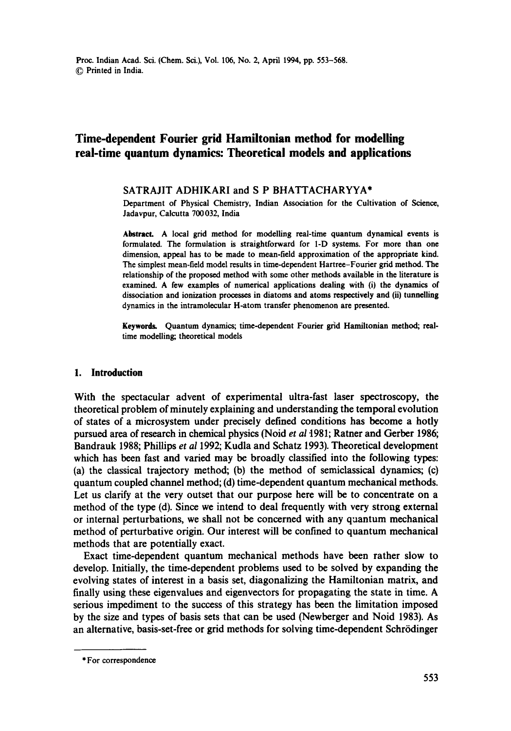# Time-dependent Fourier grid Hamiltonian method for modelling real-time quantum dynamics: Theoretical models and applications

SATRAJIT ADHIKARI and S P BHATTACHARYYA*

Department of Physical Chemistry, Indian Association for the Cultivation of Science, Jadavpur, Calcutta 700032, India

**Abstract.** A local grid method for modelling real-time quantum dynamical events is formulated. The formulation is straightforward for 1-D systems. For more than one dimension, appeal has to be made to mean-field approximation of the appropriate kind. The simplest mean-field model results in time-dependent Hartree–Fourier grid method. The relationship of the proposed method with some other methods available in the literature is examined. A few examples of numerical applications dealing with (i) the dynamics of dissociation and ionization processes in diatoms and atoms respectively and (ii) tunnelling dynamics in the intramolecular H-atom transfer phenomenon are presented.

**Keywords.** Quantum dynamics; time-dependent Fourier grid Hamiltonian method; real-time modelling; theoretical models

## 1. Introduction

With the spectacular advent of experimental ultra-fast laser spectroscopy, the theoretical problem of minutely explaining and understanding the temporal evolution of states of a microsystem under precisely defined conditions has become a hotly pursued area of research in chemical physics (Noid *et al* 1981; Ratner and Gerber 1986; Bandrauk 1988; Phillips *et al* 1992; Kudla and Schatz 1993). Theoretical development which has been fast and varied may be broadly classified into the following types: (a) the classical trajectory method; (b) the method of semiclassical dynamics; (c) quantum coupled channel method; (d) time-dependent quantum mechanical methods. Let us clarify at the very outset that our purpose here will be to concentrate on a method of the type (d). Since we intend to deal frequently with very strong external or internal perturbations, we shall not be concerned with any quantum mechanical method of perturbative origin. Our interest will be confined to quantum mechanical methods that are potentially exact.

Exact time-dependent quantum mechanical methods have been rather slow to develop. Initially, the time-dependent problems used to be solved by expanding the evolving states of interest in a basis set, diagonalizing the Hamiltonian matrix, and finally using these eigenvalues and eigenvectors for propagating the state in time. A serious impediment to the success of this strategy has been the limitation imposed by the size and types of basis sets that can be used (Newberger and Noid 1983). As an alternative, basis-set-free or grid methods for solving time-dependent Schrödinger

---

*For correspondence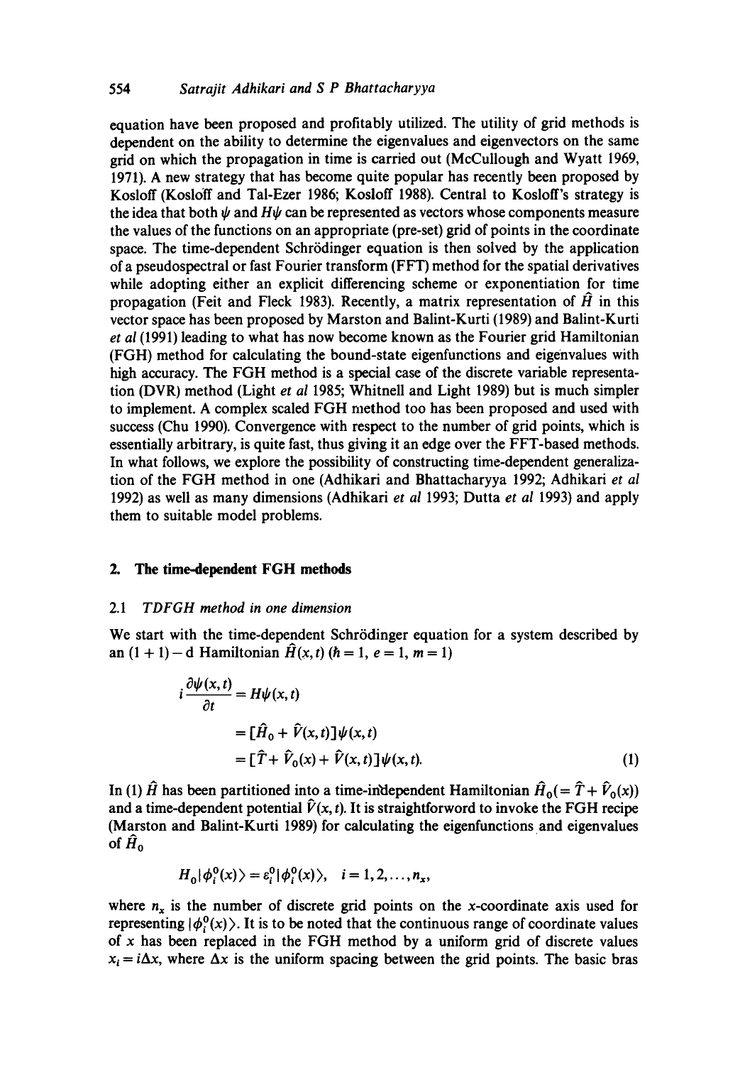equation have been proposed and profitably utilized. The utility of grid methods is dependent on the ability to determine the eigenvalues and eigenvectors on the same grid on which the propagation in time is carried out (McCullough and Wyatt 1969, 1971). A new strategy that has become quite popular has recently been proposed by Kosloff (Kosloff and Tal-Ezer 1986; Kosloff 1988). Central to Kosloff's strategy is the idea that both $\psi$ and $H\psi$ can be represented as vectors whose components measure the values of the functions on an appropriate (pre-set) grid of points in the coordinate space. The time-dependent Schrödinger equation is then solved by the application of a pseudospectral or fast Fourier transform (FFT) method for the spatial derivatives while adopting either an explicit differencing scheme or exponentiation for time propagation (Feit and Fleck 1983). Recently, a matrix representation of $\hat{H}$ in this vector space has been proposed by Marston and Balint-Kurti (1989) and Balint-Kurti *et al* (1991) leading to what has now become known as the Fourier grid Hamiltonian (FGH) method for calculating the bound-state eigenfunctions and eigenvalues with high accuracy. The FGH method is a special case of the discrete variable representation (DVR) method (Light *et al* 1985; Whitnell and Light 1989) but is much simpler to implement. A complex scaled FGH method too has been proposed and used with success (Chu 1990). Convergence with respect to the number of grid points, which is essentially arbitrary, is quite fast, thus giving it an edge over the FFT-based methods. In what follows, we explore the possibility of constructing time-dependent generalization of the FGH method in one (Adhikari and Bhattacharyya 1992; Adhikari *et al* 1992) as well as many dimensions (Adhikari *et al* 1993; Dutta *et al* 1993) and apply them to suitable model problems.

## 2. The time-dependent FGH methods

### 2.1 *TDFGH method in one dimension*

We start with the time-dependent Schrödinger equation for a system described by an $(1+1)-\mathrm{d}$ Hamiltonian $\hat{H}(x,t)$ ($\hbar = 1$, $e = 1$, $m = 1$)

$$
\begin{aligned}
i\frac{\partial\psi(x,t)}{\partial t} &= H\psi(x,t) \\
&= [\hat{H}_0 + \hat{V}(x,t)]\psi(x,t) \\
&= [\hat{T} + \hat{V}_0(x) + \hat{V}(x,t)]\psi(x,t). \qquad (1)
\end{aligned}
$$

In (1) $\hat{H}$ has been partitioned into a time-independent Hamiltonian $\hat{H}_0 (= \hat{T} + \hat{V}_0(x))$ and a time-dependent potential $\hat{V}(x,t)$. It is straightforword to invoke the FGH recipe (Marston and Balint-Kurti 1989) for calculating the eigenfunctions and eigenvalues of $\hat{H}_0$

$$
H_0|\phi_i^0(x)\rangle = \varepsilon_i^0|\phi_i^0(x)\rangle, \quad i = 1, 2, \ldots, n_x,
$$

where $n_x$ is the number of discrete grid points on the $x$-coordinate axis used for representing $|\phi_i^0(x)\rangle$. It is to be noted that the continuous range of coordinate values of $x$ has been replaced in the FGH method by a uniform grid of discrete values $x_i = i\Delta x$, where $\Delta x$ is the uniform spacing between the grid points. The basic bras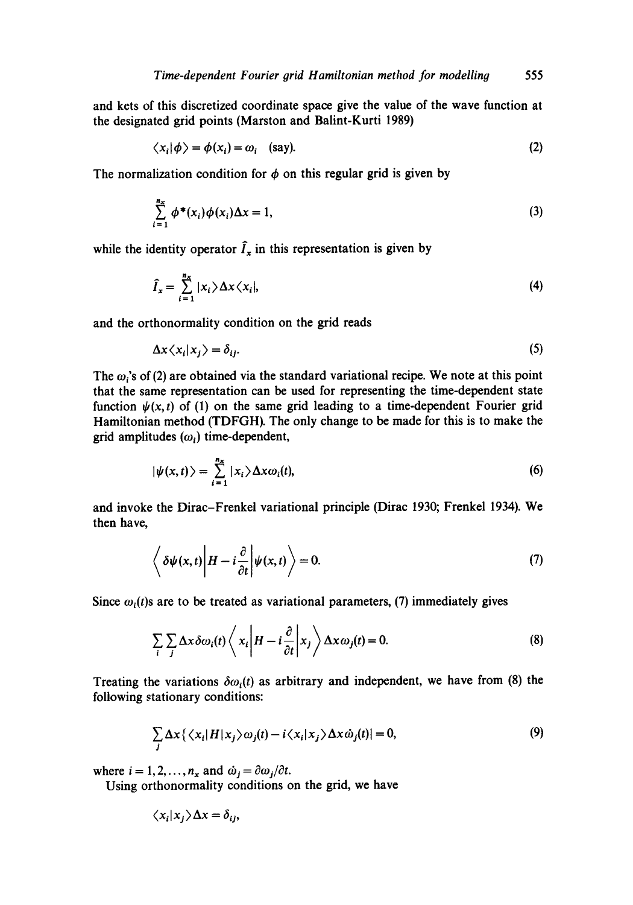and kets of this discretized coordinate space give the value of the wave function at the designated grid points (Marston and Balint-Kurti 1989)

$$\langle x_i|\phi\rangle = \phi(x_i) = \omega_i \quad \text{(say)}. \tag{2}$$

The normalization condition for $\phi$ on this regular grid is given by

$$\sum_{i=1}^{n_x} \phi^*(x_i)\phi(x_i)\Delta x = 1, \tag{3}$$

while the identity operator $\hat{I}_x$ in this representation is given by

$$\hat{I}_x = \sum_{i=1}^{n_x} |x_i\rangle \Delta x \langle x_i|, \tag{4}$$

and the orthonormality condition on the grid reads

$$\Delta x \langle x_i|x_j\rangle = \delta_{ij}. \tag{5}$$

The $\omega_i$'s of (2) are obtained via the standard variational recipe. We note at this point that the same representation can be used for representing the time-dependent state function $\psi(x,t)$ of (1) on the same grid leading to a time-dependent Fourier grid Hamiltonian method (TDFGH). The only change to be made for this is to make the grid amplitudes ($\omega_i$) time-dependent,

$$|\psi(x,t)\rangle = \sum_{i=1}^{n_x} |x_i\rangle \Delta x \omega_i(t), \tag{6}$$

and invoke the Dirac–Frenkel variational principle (Dirac 1930; Frenkel 1934). We then have,

$$\left\langle \delta\psi(x,t) \middle| H - i\frac{\partial}{\partial t} \middle| \psi(x,t) \right\rangle = 0. \tag{7}$$

Since $\omega_i(t)$s are to be treated as variational parameters, (7) immediately gives

$$\sum_i \sum_j \Delta x \delta\omega_i(t) \left\langle x_i \middle| H - i\frac{\partial}{\partial t} \middle| x_j \right\rangle \Delta x \omega_j(t) = 0. \tag{8}$$

Treating the variations $\delta\omega_i(t)$ as arbitrary and independent, we have from (8) the following stationary conditions:

$$\sum_j \Delta x \{\langle x_i|H|x_j\rangle \omega_j(t) - i\langle x_i|x_j\rangle \Delta x \dot{\omega}_j(t)| = 0, \tag{9}$$

where $i = 1, 2, \ldots, n_x$ and $\dot{\omega}_j = \partial\omega_j/\partial t$.

Using orthonormality conditions on the grid, we have

$$\langle x_i|x_j\rangle \Delta x = \delta_{ij},$$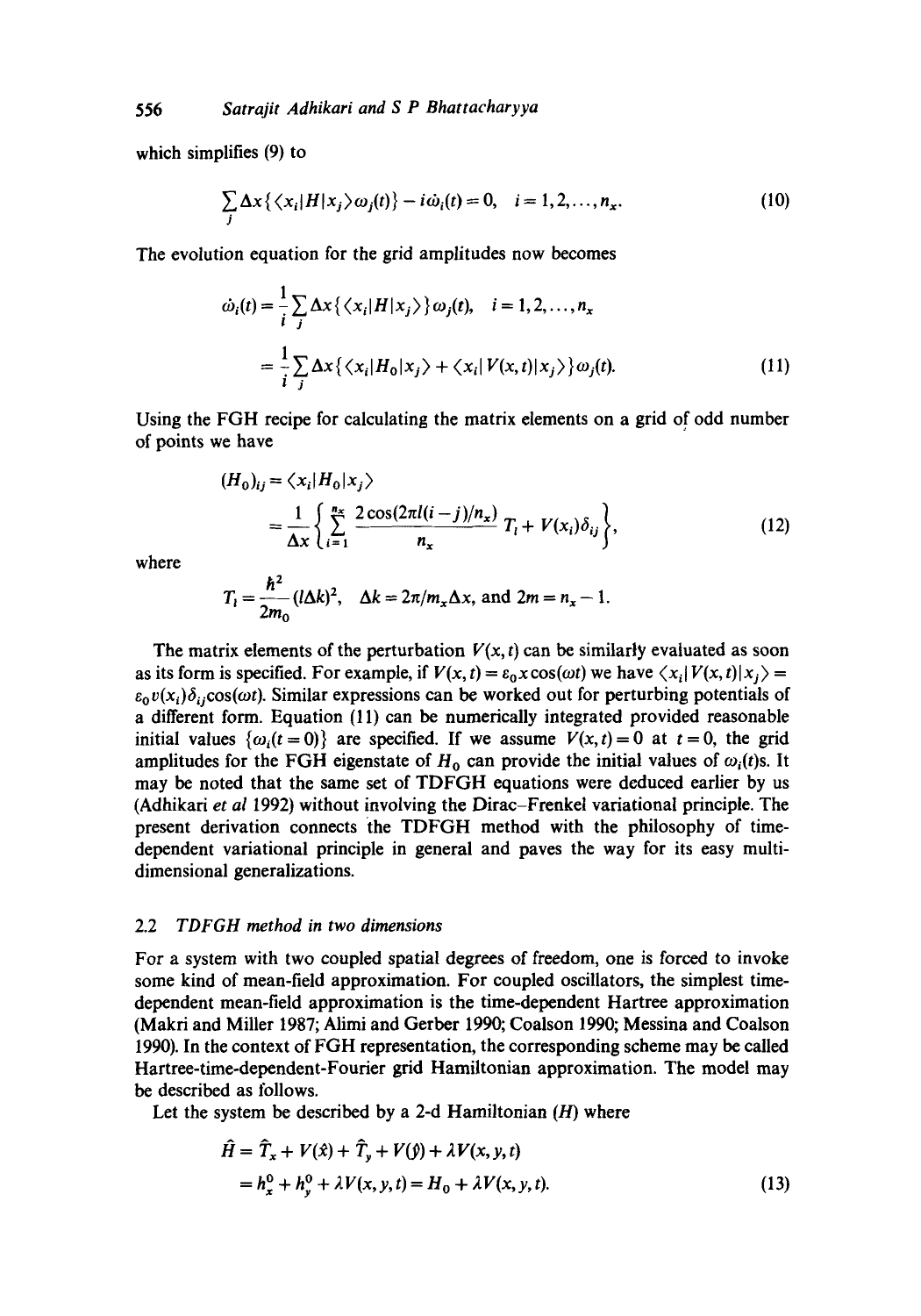which simplifies (9) to

$$\sum_j \Delta x\{\langle x_i|H|x_j\rangle \omega_j(t)\} - i\dot{\omega}_i(t) = 0, \quad i = 1, 2, \ldots, n_x. \tag{10}$$

The evolution equation for the grid amplitudes now becomes

$$\begin{aligned}\dot{\omega}_i(t) &= \frac{1}{i}\sum_j \Delta x\{\langle x_i|H|x_j\rangle\}\omega_j(t), \quad i = 1, 2, \ldots, n_x \\ &= \frac{1}{i}\sum_j \Delta x\{\langle x_i|H_0|x_j\rangle + \langle x_i|V(x,t)|x_j\rangle\}\omega_j(t).\end{aligned} \tag{11}$$

Using the FGH recipe for calculating the matrix elements on a grid of odd number of points we have

$$\begin{aligned}(H_0)_{ij} &= \langle x_i|H_0|x_j\rangle \\ &= \frac{1}{\Delta x}\left\{\sum_{l=1}^{n_x} \frac{2\cos(2\pi l(i-j)/n_x)}{n_x} T_l + V(x_i)\delta_{ij}\right\},\end{aligned} \tag{12}$$

where

$$T_l = \frac{\hbar^2}{2m_0}(l\Delta k)^2, \quad \Delta k = 2\pi/m_x\Delta x, \text{ and } 2m = n_x - 1.$$

The matrix elements of the perturbation $V(x,t)$ can be similarly evaluated as soon as its form is specified. For example, if $V(x,t) = \varepsilon_0 x\cos(\omega t)$ we have $\langle x_i|V(x,t)|x_j\rangle = \varepsilon_0 v(x_i)\delta_{ij}\cos(\omega t)$. Similar expressions can be worked out for perturbing potentials of a different form. Equation (11) can be numerically integrated provided reasonable initial values $\{\omega_i(t=0)\}$ are specified. If we assume $V(x,t) = 0$ at $t = 0$, the grid amplitudes for the FGH eigenstate of $H_0$ can provide the initial values of $\omega_i(t)$s. It may be noted that the same set of TDFGH equations were deduced earlier by us (Adhikari *et al* 1992) without involving the Dirac–Frenkel variational principle. The present derivation connects the TDFGH method with the philosophy of time-dependent variational principle in general and paves the way for its easy multi-dimensional generalizations.

### 2.2 *TDFGH method in two dimensions*

For a system with two coupled spatial degrees of freedom, one is forced to invoke some kind of mean-field approximation. For coupled oscillators, the simplest time-dependent mean-field approximation is the time-dependent Hartree approximation (Makri and Miller 1987; Alimi and Gerber 1990; Coalson 1990; Messina and Coalson 1990). In the context of FGH representation, the corresponding scheme may be called Hartree-time-dependent-Fourier grid Hamiltonian approximation. The model may be described as follows.

Let the system be described by a 2-d Hamiltonian ($H$) where

$$\begin{aligned}\hat{H} &= \hat{T}_x + V(\hat{x}) + \hat{T}_y + V(\hat{y}) + \lambda V(x,y,t) \\ &= h_x^0 + h_y^0 + \lambda V(x,y,t) = H_0 + \lambda V(x,y,t).\end{aligned} \tag{13}$$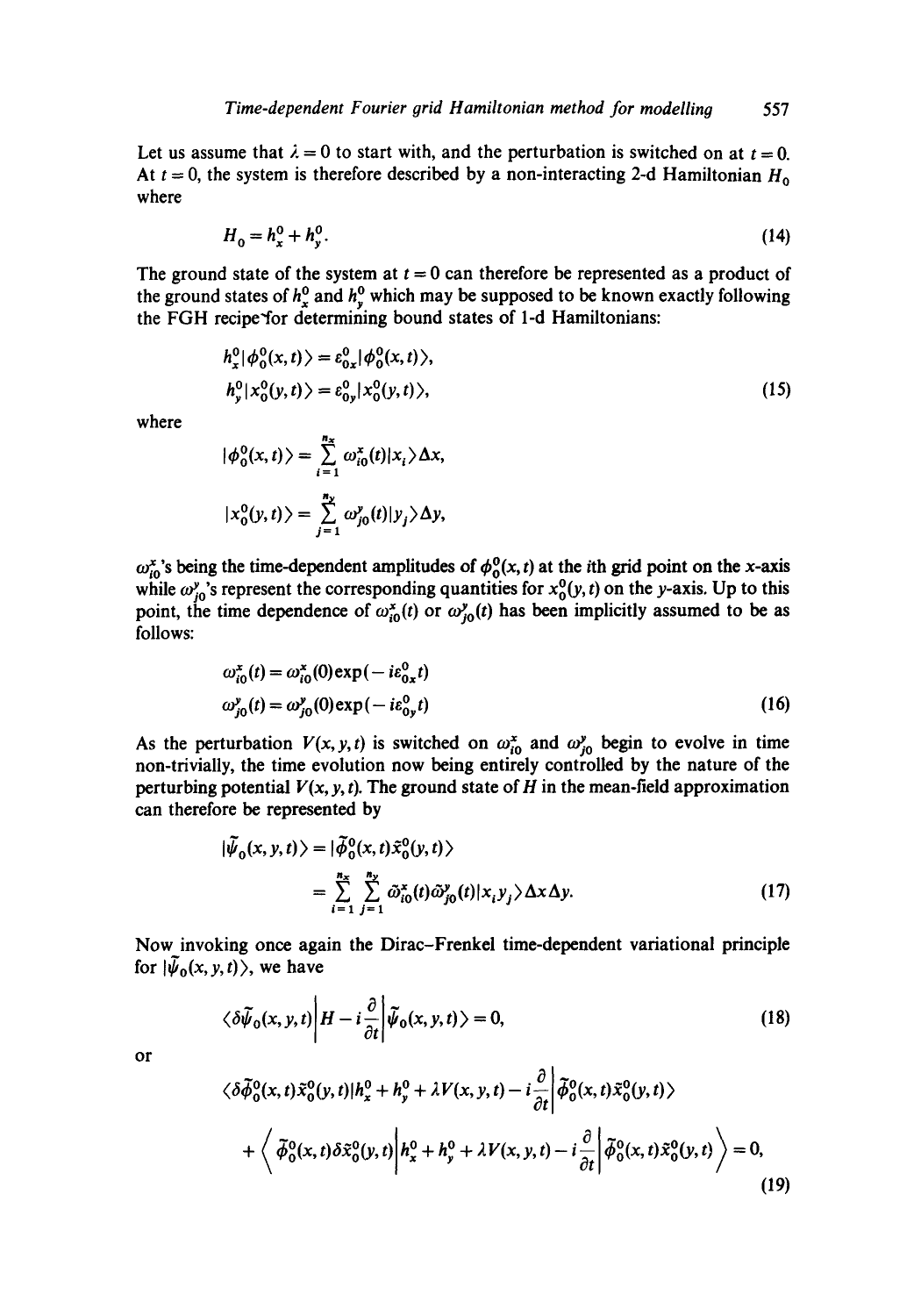Let us assume that $\lambda = 0$ to start with, and the perturbation is switched on at $t = 0$. At $t = 0$, the system is therefore described by a non-interacting 2-d Hamiltonian $H_0$ where

$$H_0 = h_x^0 + h_y^0. \tag{14}$$

The ground state of the system at $t = 0$ can therefore be represented as a product of the ground states of $h_x^0$ and $h_y^0$ which may be supposed to be known exactly following the FGH recipe for determining bound states of 1-d Hamiltonians:

$$\begin{aligned} h_x^0|\phi_0^0(x,t)\rangle &= \varepsilon_{0x}^0|\phi_0^0(x,t)\rangle, \\ h_y^0|\chi_0^0(y,t)\rangle &= \varepsilon_{0y}^0|\chi_0^0(y,t)\rangle, \end{aligned} \tag{15}$$

where

$$|\phi_0^0(x,t)\rangle = \sum_{i=1}^{n_x} \omega_{i0}^x(t)|x_i\rangle \Delta x,$$

$$|\chi_0^0(y,t)\rangle = \sum_{j=1}^{n_y} \omega_{j0}^y(t)|y_j\rangle \Delta y,$$

$\omega_{i0}^x$'s being the time-dependent amplitudes of $\phi_0^0(x,t)$ at the $i$th grid point on the $x$-axis while $\omega_{j0}^y$'s represent the corresponding quantities for $\chi_0^0(y,t)$ on the $y$-axis. Up to this point, the time dependence of $\omega_{i0}^x(t)$ or $\omega_{j0}^y(t)$ has been implicitly assumed to be as follows:

$$\begin{aligned} \omega_{i0}^x(t) &= \omega_{i0}^x(0)\exp(-i\varepsilon_{0x}^0 t) \\ \omega_{j0}^y(t) &= \omega_{j0}^y(0)\exp(-i\varepsilon_{0y}^0 t) \end{aligned} \tag{16}$$

As the perturbation $V(x,y,t)$ is switched on $\omega_{i0}^x$ and $\omega_{j0}^y$ begin to evolve in time non-trivially, the time evolution now being entirely controlled by the nature of the perturbing potential $V(x,y,t)$. The ground state of $H$ in the mean-field approximation can therefore be represented by

$$\begin{aligned} |\tilde{\psi}_0(x,y,t)\rangle &= |\tilde{\phi}_0^0(x,t)\tilde{\chi}_0^0(y,t)\rangle \\ &= \sum_{i=1}^{n_x}\sum_{j=1}^{n_y} \tilde{\omega}_{i0}^x(t)\tilde{\omega}_{j0}^y(t)|x_i y_j\rangle \Delta x \Delta y. \end{aligned} \tag{17}$$

Now invoking once again the Dirac–Frenkel time-dependent variational principle for $|\tilde{\psi}_0(x,y,t)\rangle$, we have

$$\left\langle \delta\tilde{\psi}_0(x,y,t) \middle| H - i\frac{\partial}{\partial t} \middle| \tilde{\psi}_0(x,y,t) \right\rangle = 0, \tag{18}$$

or

$$\begin{aligned} &\left\langle \delta\tilde{\phi}_0^0(x,t)\tilde{\chi}_0^0(y,t) \middle| h_x^0 + h_y^0 + \lambda V(x,y,t) - i\frac{\partial}{\partial t} \middle| \tilde{\phi}_0^0(x,t)\tilde{\chi}_0^0(y,t) \right\rangle \\ &+ \left\langle \tilde{\phi}_0^0(x,t)\delta\tilde{\chi}_0^0(y,t) \middle| h_x^0 + h_y^0 + \lambda V(x,y,t) - i\frac{\partial}{\partial t} \middle| \tilde{\phi}_0^0(x,t)\tilde{\chi}_0^0(y,t) \right\rangle = 0, \end{aligned} \tag{19}$$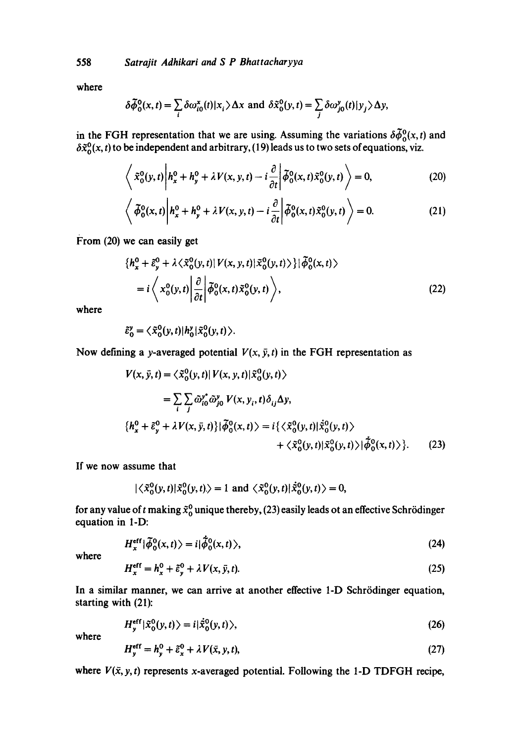where

$$\delta\tilde{\phi}_0^0(x,t) = \sum_i \delta\omega_{i0}^x(t)|x_i\rangle\Delta x \text{ and } \delta\tilde{x}_0^0(y,t) = \sum_j \delta\omega_{j0}^y(t)|y_j\rangle\Delta y,$$

in the FGH representation that we are using. Assuming the variations $\delta\tilde{\phi}_0^0(x,t)$ and $\delta\tilde{x}_0^0(x,t)$ to be independent and arbitrary, (19) leads us to two sets of equations, viz.

$$\left\langle \tilde{x}_0^0(y,t) \middle| h_x^0 + h_y^0 + \lambda V(x,y,t) - i\frac{\partial}{\partial t} \middle| \tilde{\phi}_0^0(x,t)\tilde{x}_0^0(y,t) \right\rangle = 0, \tag{20}$$

$$\left\langle \tilde{\phi}_0^0(x,t) \middle| h_x^0 + h_y^0 + \lambda V(x,y,t) - i\frac{\partial}{\partial t} \middle| \tilde{\phi}_0^0(x,t)\tilde{x}_0^0(y,t) \right\rangle = 0. \tag{21}$$

From (20) we can easily get

$$\{h_x^0 + \tilde{\varepsilon}_y^0 + \lambda\langle\tilde{x}_0^0(y,t)|V(x,y,t)|\tilde{x}_0^0(y,t)\rangle\}|\tilde{\phi}_0^0(x,t)\rangle$$

$$= i\left\langle x_0^0(y,t) \middle| \frac{\partial}{\partial t} \middle| \tilde{\phi}_0^0(x,t)\tilde{x}_0^0(y,t) \right\rangle, \tag{22}$$

where

$$\tilde{\varepsilon}_0^y = \langle\tilde{x}_0^0(y,t)|h_0^y|\tilde{x}_0^0(y,t)\rangle.$$

Now defining a $y$-averaged potential $V(x,\bar{y},t)$ in the FGH representation as

$$V(x,\bar{y},t) = \langle\tilde{x}_0^0(y,t)|V(x,y,t)|\tilde{x}_0^0(y,t)\rangle$$

$$= \sum_i\sum_j \tilde{\omega}_{i0}^{y*}\tilde{\omega}_{j0}^y V(x,y_i,t)\delta_{ij}\Delta y,$$

$$\{h_x^0 + \tilde{\varepsilon}_y^0 + \lambda V(x,\bar{y},t)\}|\tilde{\phi}_0^0(x,t)\rangle = i\{\langle\tilde{x}_0^0(y,t)|\dot{\tilde{x}}_0^0(y,t)\rangle$$
$$+ \langle\tilde{x}_0^0(y,t)|\tilde{x}_0^0(y,t)\rangle|\dot{\tilde{\phi}}_0^0(x,t)\rangle\}. \tag{23}$$

If we now assume that

$$|\langle\tilde{x}_0^0(y,t)|\tilde{x}_0^0(y,t)\rangle = 1 \text{ and } \langle\tilde{x}_0^0(y,t)|\dot{\tilde{x}}_0^0(y,t)\rangle = 0,$$

for any value of $t$ making $\tilde{x}_0^0$ unique thereby, (23) easily leads ot an effective Schrödinger equation in 1-D:

$$H_x^{\text{eff}}|\tilde{\phi}_0^0(x,t)\rangle = i|\dot{\tilde{\phi}}_0^0(x,t)\rangle, \tag{24}$$

where

$$H_x^{\text{eff}} = h_x^0 + \tilde{\varepsilon}_y^0 + \lambda V(x,\bar{y},t). \tag{25}$$

In a similar manner, we can arrive at another effective 1-D Schrödinger equation, starting with (21):

$$H_y^{\text{eff}}|\tilde{x}_0^0(y,t)\rangle = i|\dot{\tilde{x}}_0^0(y,t)\rangle, \tag{26}$$

where

$$H_y^{\text{eff}} = h_y^0 + \tilde{\varepsilon}_x^0 + \lambda V(\bar{x},y,t), \tag{27}$$

where $V(\bar{x},y,t)$ represents $x$-averaged potential. Following the 1-D TDFGH recipe,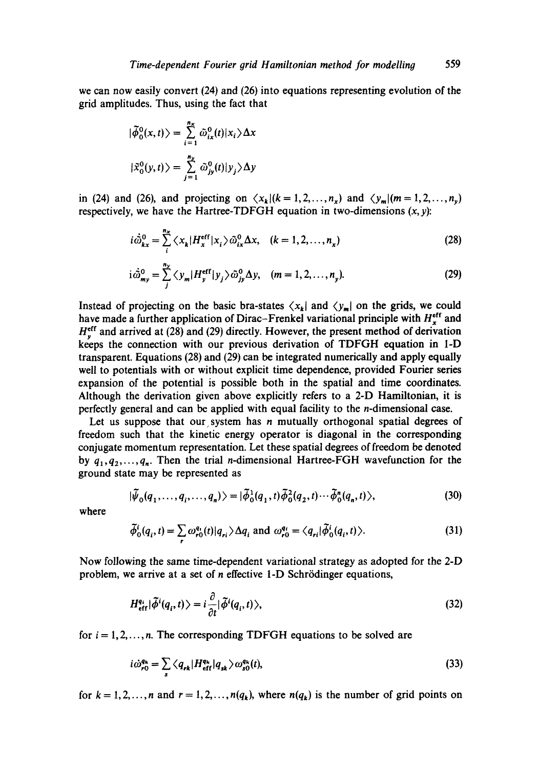we can now easily convert (24) and (26) into equations representing evolution of the grid amplitudes. Thus, using the fact that

$$|\tilde{\phi}_0^0(x,t)\rangle = \sum_{i=1}^{n_x} \tilde{\omega}_{ix}^0(t)|x_i\rangle \Delta x$$

$$|\tilde{\chi}_0^0(y,t)\rangle = \sum_{j=1}^{n_y} \tilde{\omega}_{jy}^0(t)|y_j\rangle \Delta y$$

in (24) and (26), and projecting on $\langle x_k|(k=1,2,\ldots,n_x)$ and $\langle y_m|(m=1,2,\ldots,n_y)$ respectively, we have the Hartree-TDFGH equation in two-dimensions $(x,y)$:

$$i\dot{\tilde{\omega}}_{kx}^0 = \sum_i^{n_x} \langle x_k|H_x^{\text{eff}}|x_i\rangle \tilde{\omega}_{ix}^0 \Delta x, \quad (k=1,2,\ldots,n_x) \tag{28}$$

$$i\dot{\tilde{\omega}}_{my}^0 = \sum_j^{n_y} \langle y_m|H_y^{\text{eff}}|y_j\rangle \tilde{\omega}_{jy}^0 \Delta y, \quad (m=1,2,\ldots,n_y). \tag{29}$$

Instead of projecting on the basic bra-states $\langle x_k|$ and $\langle y_m|$ on the grids, we could have made a further application of Dirac–Frenkel variational principle with $H_x^{\text{eff}}$ and $H_y^{\text{eff}}$ and arrived at (28) and (29) directly. However, the present method of derivation keeps the connection with our previous derivation of TDFGH equation in 1-D transparent. Equations (28) and (29) can be integrated numerically and apply equally well to potentials with or without explicit time dependence, provided Fourier series expansion of the potential is possible both in the spatial and time coordinates. Although the derivation given above explicitly refers to a 2-D Hamiltonian, it is perfectly general and can be applied with equal facility to the $n$-dimensional case.

Let us suppose that our system has $n$ mutually orthogonal spatial degrees of freedom such that the kinetic energy operator is diagonal in the corresponding conjugate momentum representation. Let these spatial degrees of freedom be denoted by $q_1, q_2, \ldots, q_n$. Then the trial $n$-dimensional Hartree-FGH wavefunction for the ground state may be represented as

$$|\tilde{\psi}_0(q_1,\ldots,q_i,\ldots,q_n)\rangle = |\tilde{\phi}_0^1(q_1,t)\tilde{\phi}_0^2(q_2,t)\cdots\tilde{\phi}_0^n(q_n,t)\rangle, \tag{30}$$

where

$$\tilde{\phi}_0^i(q_i,t) = \sum_r \omega_{r0}^{q_i}(t)|q_{ri}\rangle \Delta q_i \text{ and } \omega_{r0}^{q_i} = \langle q_{ri}|\tilde{\phi}_0^i(q_i,t)\rangle. \tag{31}$$

Now following the same time-dependent variational strategy as adopted for the 2-D problem, we arrive at a set of $n$ effective 1-D Schrödinger equations,

$$H_{\text{eff}}^{q_i}|\tilde{\phi}^i(q_i,t)\rangle = i\frac{\partial}{\partial t}|\tilde{\phi}^i(q_i,t)\rangle, \tag{32}$$

for $i=1,2,\ldots,n$. The corresponding TDFGH equations to be solved are

$$i\dot{\omega}_{r0}^{q_k} = \sum_s \langle q_{rk}|H_{\text{eff}}^{q_k}|q_{sk}\rangle \omega_{s0}^{q_k}(t), \tag{33}$$

for $k=1,2,\ldots,n$ and $r=1,2,\ldots,n(q_k)$, where $n(q_k)$ is the number of grid points on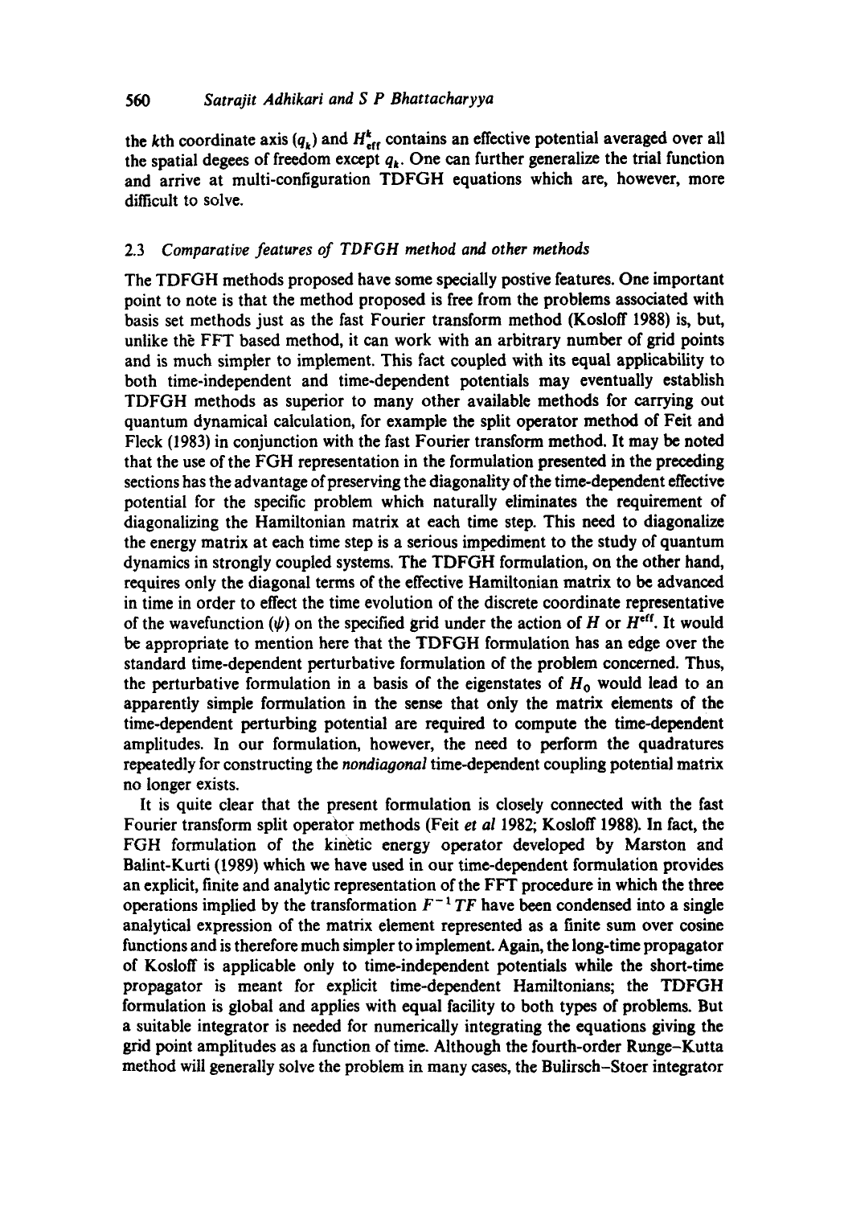the $k$th coordinate axis ($q_k$) and $H^k_{\mathrm{eff}}$ contains an effective potential averaged over all the spatial degees of freedom except $q_k$. One can further generalize the trial function and arrive at multi-configuration TDFGH equations which are, however, more difficult to solve.

### 2.3 *Comparative features of TDFGH method and other methods*

The TDFGH methods proposed have some specially postive features. One important point to note is that the method proposed is free from the problems associated with basis set methods just as the fast Fourier transform method (Kosloff 1988) is, but, unlike the FFT based method, it can work with an arbitrary number of grid points and is much simpler to implement. This fact coupled with its equal applicability to both time-independent and time-dependent potentials may eventually establish TDFGH methods as superior to many other available methods for carrying out quantum dynamical calculation, for example the split operator method of Feit and Fleck (1983) in conjunction with the fast Fourier transform method. It may be noted that the use of the FGH representation in the formulation presented in the preceding sections has the advantage of preserving the diagonality of the time-dependent effective potential for the specific problem which naturally eliminates the requirement of diagonalizing the Hamiltonian matrix at each time step. This need to diagonalize the energy matrix at each time step is a serious impediment to the study of quantum dynamics in strongly coupled systems. The TDFGH formulation, on the other hand, requires only the diagonal terms of the effective Hamiltonian matrix to be advanced in time in order to effect the time evolution of the discrete coordinate representative of the wavefunction ($\psi$) on the specified grid under the action of $H$ or $H^{\mathrm{eff}}$. It would be appropriate to mention here that the TDFGH formulation has an edge over the standard time-dependent perturbative formulation of the problem concerned. Thus, the perturbative formulation in a basis of the eigenstates of $H_0$ would lead to an apparently simple formulation in the sense that only the matrix elements of the time-dependent perturbing potential are required to compute the time-dependent amplitudes. In our formulation, however, the need to perform the quadratures repeatedly for constructing the *nondiagonal* time-dependent coupling potential matrix no longer exists.

It is quite clear that the present formulation is closely connected with the fast Fourier transform split operator methods (Feit *et al* 1982; Kosloff 1988). In fact, the FGH formulation of the kinetic energy operator developed by Marston and Balint-Kurti (1989) which we have used in our time-dependent formulation provides an explicit, finite and analytic representation of the FFT procedure in which the three operations implied by the transformation $F^{-1}TF$ have been condensed into a single analytical expression of the matrix element represented as a finite sum over cosine functions and is therefore much simpler to implement. Again, the long-time propagator of Kosloff is applicable only to time-independent potentials while the short-time propagator is meant for explicit time-dependent Hamiltonians; the TDFGH formulation is global and applies with equal facility to both types of problems. But a suitable integrator is needed for numerically integrating the equations giving the grid point amplitudes as a function of time. Although the fourth-order Runge–Kutta method will generally solve the problem in many cases, the Bulirsch–Stoer integrator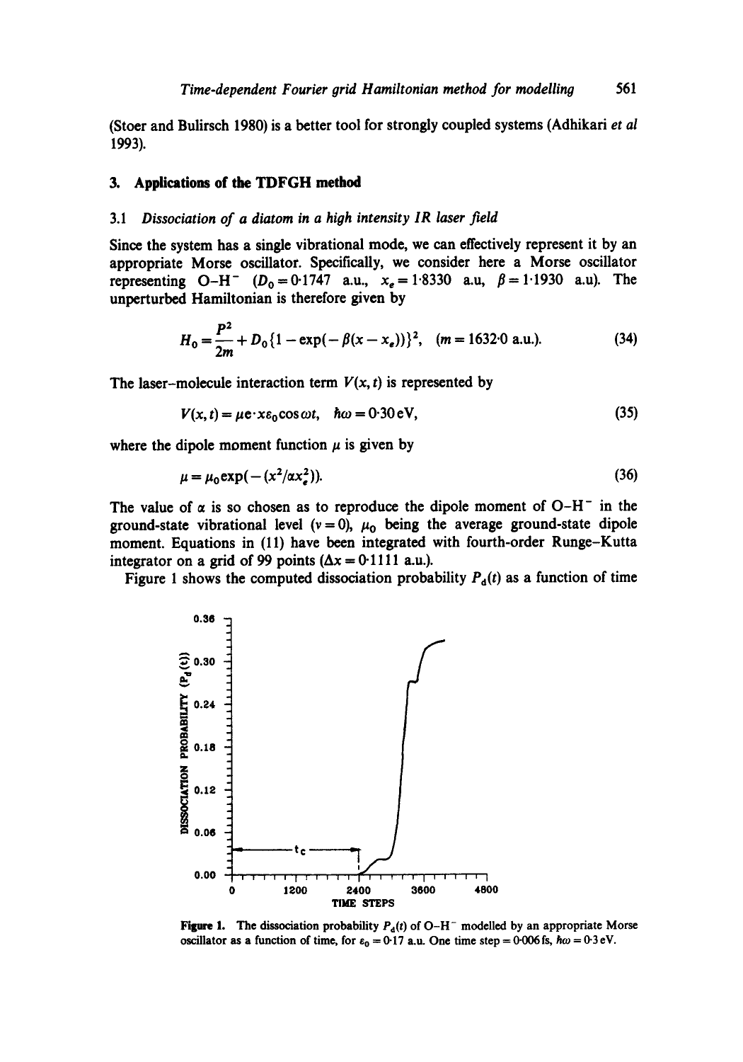(Stoer and Bulirsch 1980) is a better tool for strongly coupled systems (Adhikari *et al* 1993).

## 3. Applications of the TDFGH method

### 3.1 *Dissociation of a diatom in a high intensity IR laser field*

Since the system has a single vibrational mode, we can effectively represent it by an appropriate Morse oscillator. Specifically, we consider here a Morse oscillator representing $O\text{-}H^-$ ($D_0 = 0{\cdot}1747$ a.u., $x_e = 1{\cdot}8330$ a.u, $\beta = 1{\cdot}1930$ a.u). The unperturbed Hamiltonian is therefore given by

$$H_0 = \frac{P^2}{2m} + D_0\{1 - \exp(-\beta(x - x_e))\}^2, \quad (m = 1632{\cdot}0 \text{ a.u.}). \tag{34}$$

The laser–molecule interaction term $V(x, t)$ is represented by

$$V(x, t) = \mu e \cdot x \varepsilon_0 \cos \omega t, \quad \hbar\omega = 0{\cdot}30\,\text{eV}, \tag{35}$$

where the dipole moment function $\mu$ is given by

$$\mu = \mu_0 \exp(-(x^2/\alpha x_e^2)). \tag{36}$$

The value of $\alpha$ is so chosen as to reproduce the dipole moment of $O\text{-}H^-$ in the ground-state vibrational level ($v = 0$), $\mu_0$ being the average ground-state dipole moment. Equations in (11) have been integrated with fourth-order Runge–Kutta integrator on a grid of 99 points ($\Delta x = 0{\cdot}1111$ a.u.).

Figure 1 shows the computed dissociation probability $P_d(t)$ as a function of time

**Figure 1.** The dissociation probability $P_d(t)$ of $O\text{-}H^-$ modelled by an appropriate Morse oscillator as a function of time, for $\varepsilon_0 = 0{\cdot}17$ a.u. One time step $= 0{\cdot}006$ fs, $\hbar\omega = 0{\cdot}3$ eV.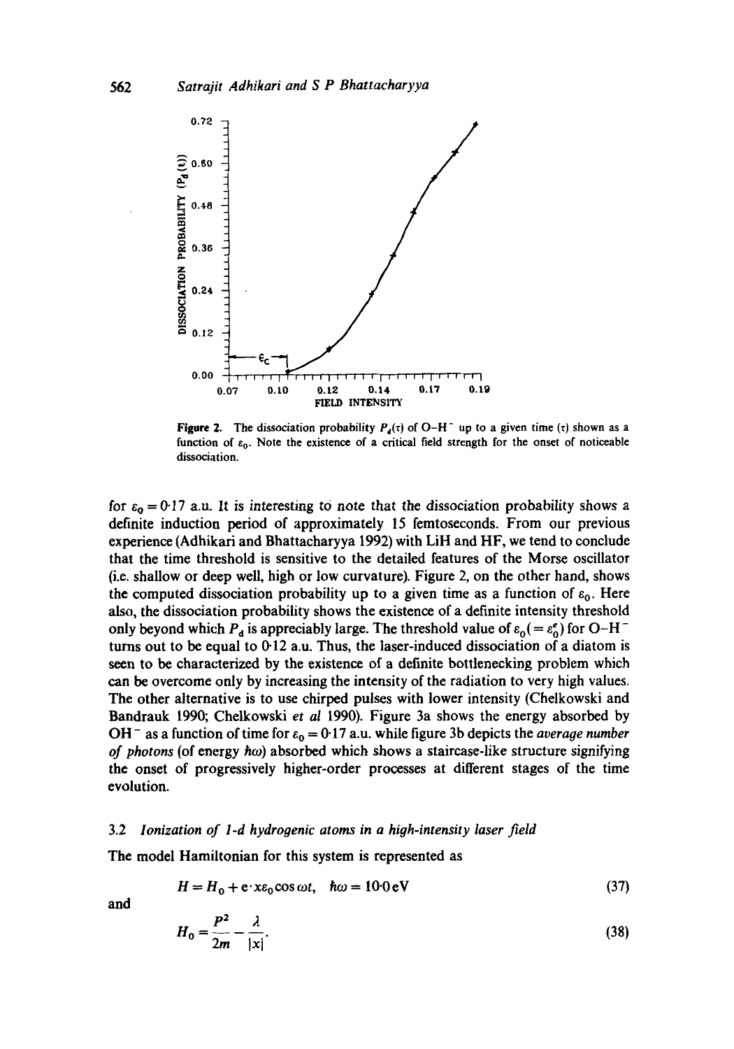Figure 2. The dissociation probability $P_d(\tau)$ of O–H$^-$ up to a given time ($\tau$) shown as a function of $\varepsilon_0$. Note the existence of a critical field strength for the onset of noticeable dissociation.

for $\varepsilon_0 = 0{\cdot}17$ a.u. It is interesting to note that the dissociation probability shows a definite induction period of approximately 15 femtoseconds. From our previous experience (Adhikari and Bhattacharyya 1992) with LiH and HF, we tend to conclude that the time threshold is sensitive to the detailed features of the Morse oscillator (i.e. shallow or deep well, high or low curvature). Figure 2, on the other hand, shows the computed dissociation probability up to a given time as a function of $\varepsilon_0$. Here also, the dissociation probability shows the existence of a definite intensity threshold only beyond which $P_d$ is appreciably large. The threshold value of $\varepsilon_0 (= \varepsilon_0^e)$ for O–H$^-$ turns out to be equal to $0{\cdot}12$ a.u. Thus, the laser-induced dissociation of a diatom is seen to be characterized by the existence of a definite bottlenecking problem which can be overcome only by increasing the intensity of the radiation to very high values. The other alternative is to use chirped pulses with lower intensity (Chelkowski and Bandrauk 1990; Chelkowski *et al* 1990). Figure 3a shows the energy absorbed by OH$^-$ as a function of time for $\varepsilon_0 = 0{\cdot}17$ a.u. while figure 3b depicts the *average number of photons* (of energy $\hbar\omega$) absorbed which shows a staircase-like structure signifying the onset of progressively higher-order processes at different stages of the time evolution.

### 3.2 *Ionization of 1-d hydrogenic atoms in a high-intensity laser field*

The model Hamiltonian for this system is represented as

$$H = H_0 + e \cdot x \varepsilon_0 \cos \omega t, \quad \hbar\omega = 10{\cdot}0\,\text{eV} \tag{37}$$

and

$$H_0 = \frac{P^2}{2m} - \frac{\lambda}{|x|}. \tag{38}$$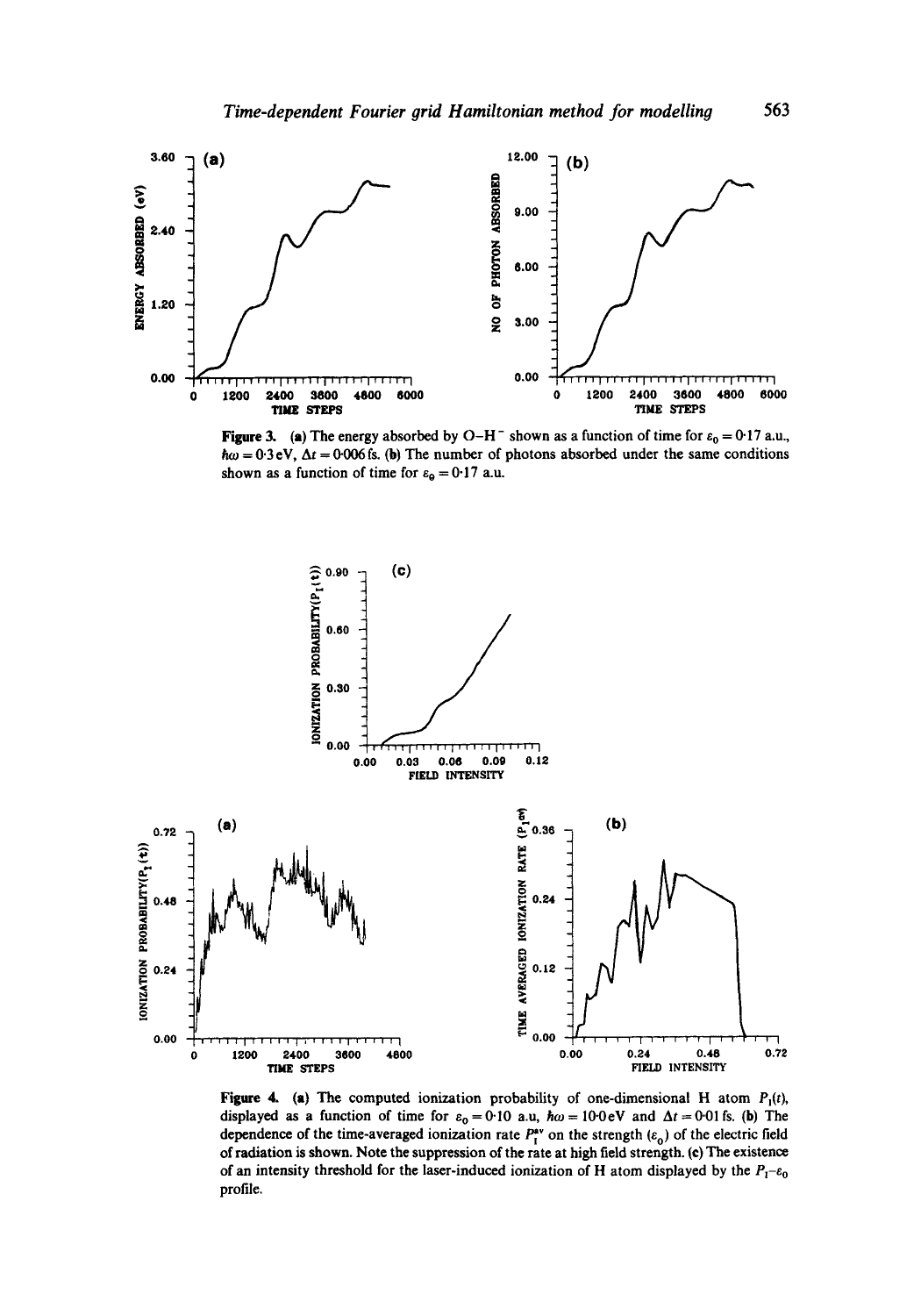**Figure 3.** (a) The energy absorbed by O–H$^-$ shown as a function of time for $\varepsilon_0 = 0{\cdot}17$ a.u., $\hbar\omega = 0{\cdot}3$ eV, $\Delta t = 0{\cdot}006$ fs. (b) The number of photons absorbed under the same conditions shown as a function of time for $\varepsilon_0 = 0{\cdot}17$ a.u.

**Figure 4.** (a) The computed ionization probability of one-dimensional H atom $P_I(t)$, displayed as a function of time for $\varepsilon_0 = 0{\cdot}10$ a.u, $\hbar\omega = 10{\cdot}0$ eV and $\Delta t = 0{\cdot}01$ fs. (b) The dependence of the time-averaged ionization rate $P_I^{av}$ on the strength ($\varepsilon_0$) of the electric field of radiation is shown. Note the suppression of the rate at high field strength. (c) The existence of an intensity threshold for the laser-induced ionization of H atom displayed by the $P_I$–$\varepsilon_0$ profile.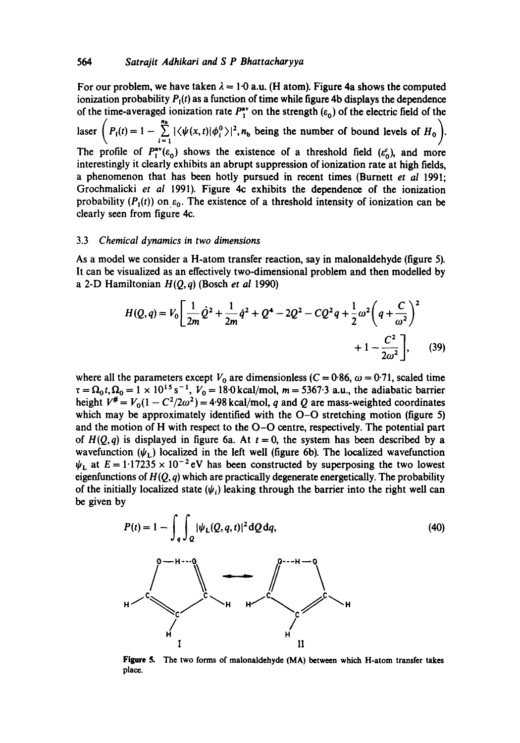For our problem, we have taken $\lambda = 1\cdot0$ a.u. (H atom). Figure 4a shows the computed ionization probability $P_I(t)$ as a function of time while figure 4b displays the dependence of the time-averaged ionization rate $P_I^{av}$ on the strength ($\varepsilon_0$) of the electric field of the laser $\left( P_I(t) = 1 - \sum_{i=1}^{n_b} |\langle \psi(x,t) | \phi_i^0 \rangle|^2, n_b \text{ being the number of bound levels of } H_0 \right)$. The profile of $P_I^{av}(\varepsilon_0)$ shows the existence of a threshold field ($\varepsilon_0^c$), and more interestingly it clearly exhibits an abrupt suppression of ionization rate at high fields, a phenomenon that has been hotly pursued in recent times (Burnett *et al* 1991; Grochmalicki *et al* 1991). Figure 4c exhibits the dependence of the ionization probability ($P_I(t)$) on $\varepsilon_0$. The existence of a threshold intensity of ionization can be clearly seen from figure 4c.

### 3.3 *Chemical dynamics in two dimensions*

As a model we consider a H-atom transfer reaction, say in malonaldehyde (figure 5). It can be visualized as an effectively two-dimensional problem and then modelled by a 2-D Hamiltonian $H(Q,q)$ (Bosch *et al* 1990)

$$H(Q,q) = V_0 \left[ \frac{1}{2m} \dot{Q}^2 + \frac{1}{2m} \dot{q}^2 + Q^4 - 2Q^2 - CQ^2 q + \frac{1}{2} \omega^2 \left( q + \frac{C}{\omega^2} \right)^2 + 1 - \frac{C^2}{2\omega^2} \right], \tag{39}$$

where all the parameters except $V_0$ are dimensionless ($C = 0\cdot86$, $\omega = 0\cdot71$, scaled time $\tau = \Omega_0 t, \Omega_0 = 1 \times 10^{15}\,\text{s}^{-1}$, $V_0 = 18\cdot0$ kcal/mol, $m = 5367\cdot3$ a.u., the adiabatic barrier height $V^{\#} = V_0(1 - C^2/2\omega^2) = 4\cdot98$ kcal/mol, $q$ and $Q$ are mass-weighted coordinates which may be approximately identified with the O–O stretching motion (figure 5) and the motion of H with respect to the O–O centre, respectively. The potential part of $H(Q,q)$ is displayed in figure 6a. At $t = 0$, the system has been described by a wavefunction ($\psi_L$) localized in the left well (figure 6b). The localized wavefunction $\psi_L$ at $E = 1\cdot17235 \times 10^{-2}$ eV has been constructed by superposing the two lowest eigenfunctions of $H(Q,q)$ which are practically degenerate energetically. The probability of the initially localized state ($\psi_i$) leaking through the barrier into the right well can be given by

$$P(t) = 1 - \int_q \int_Q |\psi_L(Q,q,t)|^2 \, \mathrm{d}Q \, \mathrm{d}q, \tag{40}$$

**Figure 5.** The two forms of malonaldehyde (MA) between which H-atom transfer takes place.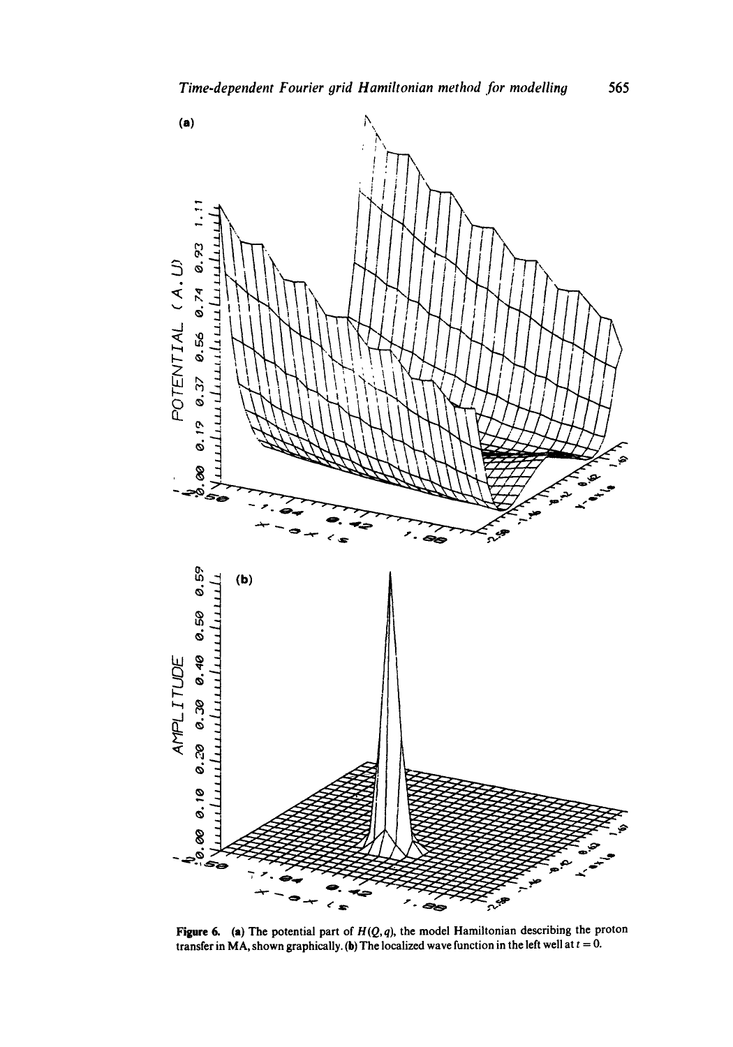**Figure 6.** (a) The potential part of $H(Q, q)$, the model Hamiltonian describing the proton transfer in MA, shown graphically. (b) The localized wave function in the left well at $t = 0$.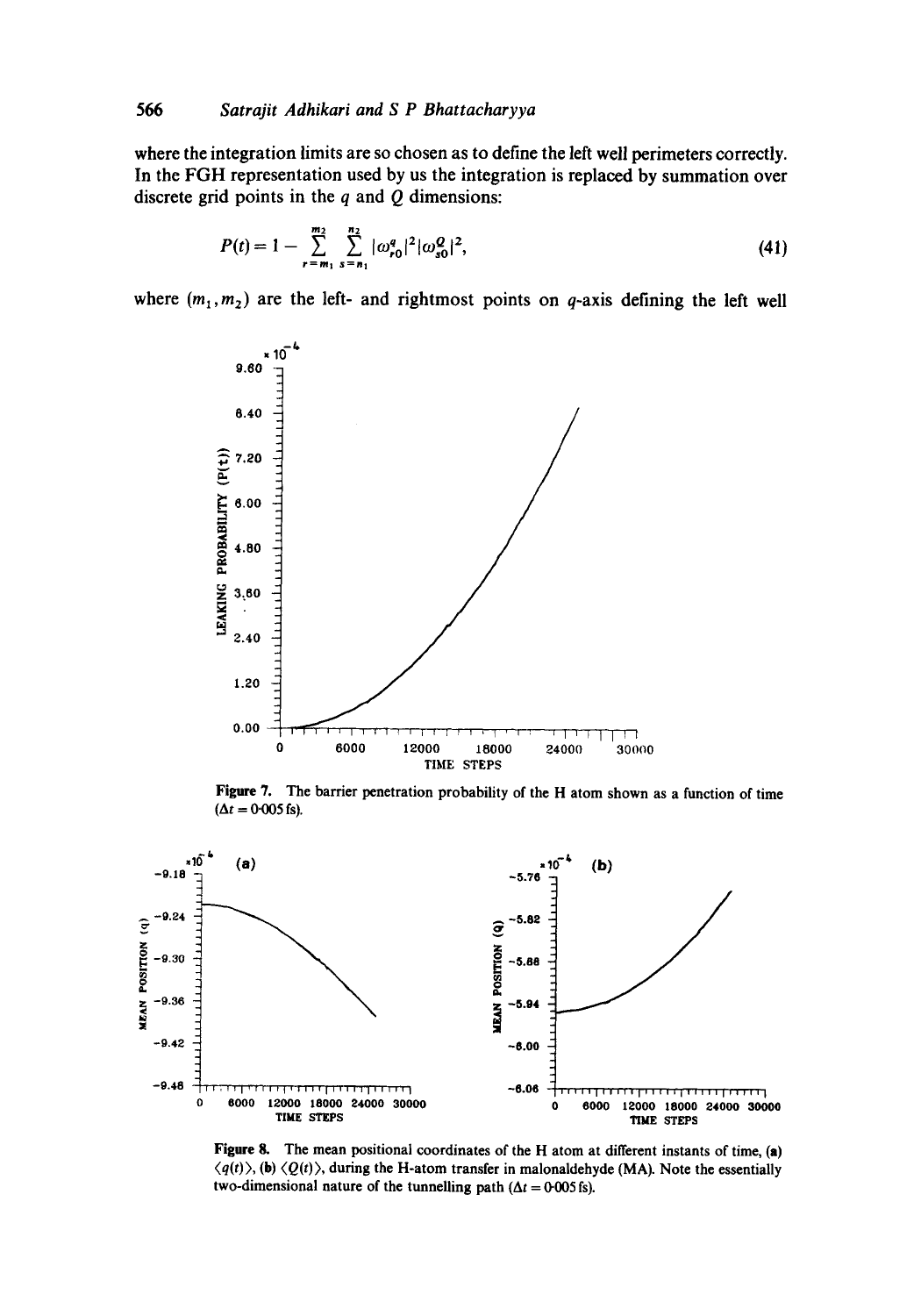where the integration limits are so chosen as to define the left well perimeters correctly. In the FGH representation used by us the integration is replaced by summation over discrete grid points in the $q$ and $Q$ dimensions:

$$P(t) = 1 - \sum_{r=m_1}^{m_2} \sum_{s=n_1}^{n_2} |\omega_{r0}^{q}|^2 |\omega_{s0}^{Q}|^2, \tag{41}$$

where $(m_1, m_2)$ are the left- and rightmost points on $q$-axis defining the left well

**Figure 7.** The barrier penetration probability of the H atom shown as a function of time ($\Delta t = 0{\cdot}005$ fs).

**Figure 8.** The mean positional coordinates of the H atom at different instants of time, (a) $\langle q(t) \rangle$, (b) $\langle Q(t) \rangle$, during the H-atom transfer in malonaldehyde (MA). Note the essentially two-dimensional nature of the tunnelling path ($\Delta t = 0{\cdot}005$ fs).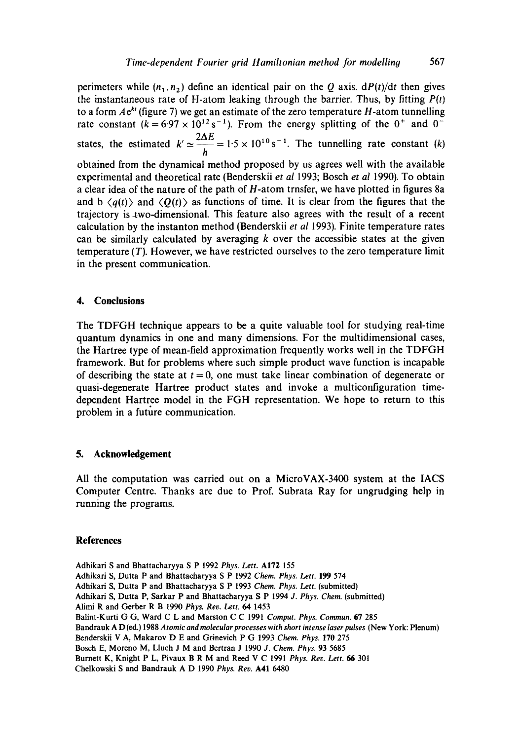perimeters while $(n_1, n_2)$ define an identical pair on the $Q$ axis. $dP(t)/dt$ then gives the instantaneous rate of H-atom leaking through the barrier. Thus, by fitting $P(t)$ to a form $Ae^{kt}$ (figure 7) we get an estimate of the zero temperature $H$-atom tunnelling rate constant ($k = 6{\cdot}97 \times 10^{12}\,\mathrm{s}^{-1}$). From the energy splitting of the $0^+$ and $0^-$ states, the estimated $k' \simeq \frac{2\Delta E}{h} = 1{\cdot}5 \times 10^{10}\,\mathrm{s}^{-1}$. The tunnelling rate constant ($k$) obtained from the dynamical method proposed by us agrees well with the available experimental and theoretical rate (Benderskii *et al* 1993; Bosch *et al* 1990). To obtain a clear idea of the nature of the path of $H$-atom trnsfer, we have plotted in figures 8a and b $\langle q(t) \rangle$ and $\langle Q(t) \rangle$ as functions of time. It is clear from the figures that the trajectory is two-dimensional. This feature also agrees with the result of a recent calculation by the instanton method (Benderskii *et al* 1993). Finite temperature rates can be similarly calculated by averaging $k$ over the accessible states at the given temperature ($T$). However, we have restricted ourselves to the zero temperature limit in the present communication.

## 4. Conclusions

The TDFGH technique appears to be a quite valuable tool for studying real-time quantum dynamics in one and many dimensions. For the multidimensional cases, the Hartree type of mean-field approximation frequently works well in the TDFGH framework. But for problems where such simple product wave function is incapable of describing the state at $t = 0$, one must take linear combination of degenerate or quasi-degenerate Hartree product states and invoke a multiconfiguration time-dependent Hartree model in the FGH representation. We hope to return to this problem in a future communication.

## 5. Acknowledgement

All the computation was carried out on a MicroVAX-3400 system at the IACS Computer Centre. Thanks are due to Prof. Subrata Ray for ungrudging help in running the programs.

## References

Adhikari S and Bhattacharyya S P 1992 *Phys. Lett.* **A172** 155

Adhikari S, Dutta P and Bhattacharyya S P 1992 *Chem. Phys. Lett.* **199** 574

Adhikari S, Dutta P and Bhattacharyya S P 1993 *Chem. Phys. Lett.* (submitted)

Adhikari S, Dutta P, Sarkar P and Bhattacharyya S P 1994 *J. Phys. Chem.* (submitted)

Alimi R and Gerber R B 1990 *Phys. Rev. Lett.* **64** 1453

Balint-Kurti G G, Ward C L and Marston C C 1991 *Comput. Phys. Commun.* **67** 285

Bandrauk A D (ed.) 1988 *Atomic and molecular processes with short intense laser pulses* (New York: Plenum)

Benderskii V A, Makarov D E and Grinevich P G 1993 *Chem. Phys.* **170** 275

Bosch E, Moreno M, Lluch J M and Bertran J 1990 *J. Chem. Phys.* **93** 5685

Burnett K, Knight P L, Pivaux B R M and Reed V C 1991 *Phys. Rev. Lett.* **66** 301

Chelkowski S and Bandrauk A D 1990 *Phys. Rev.* **A41** 6480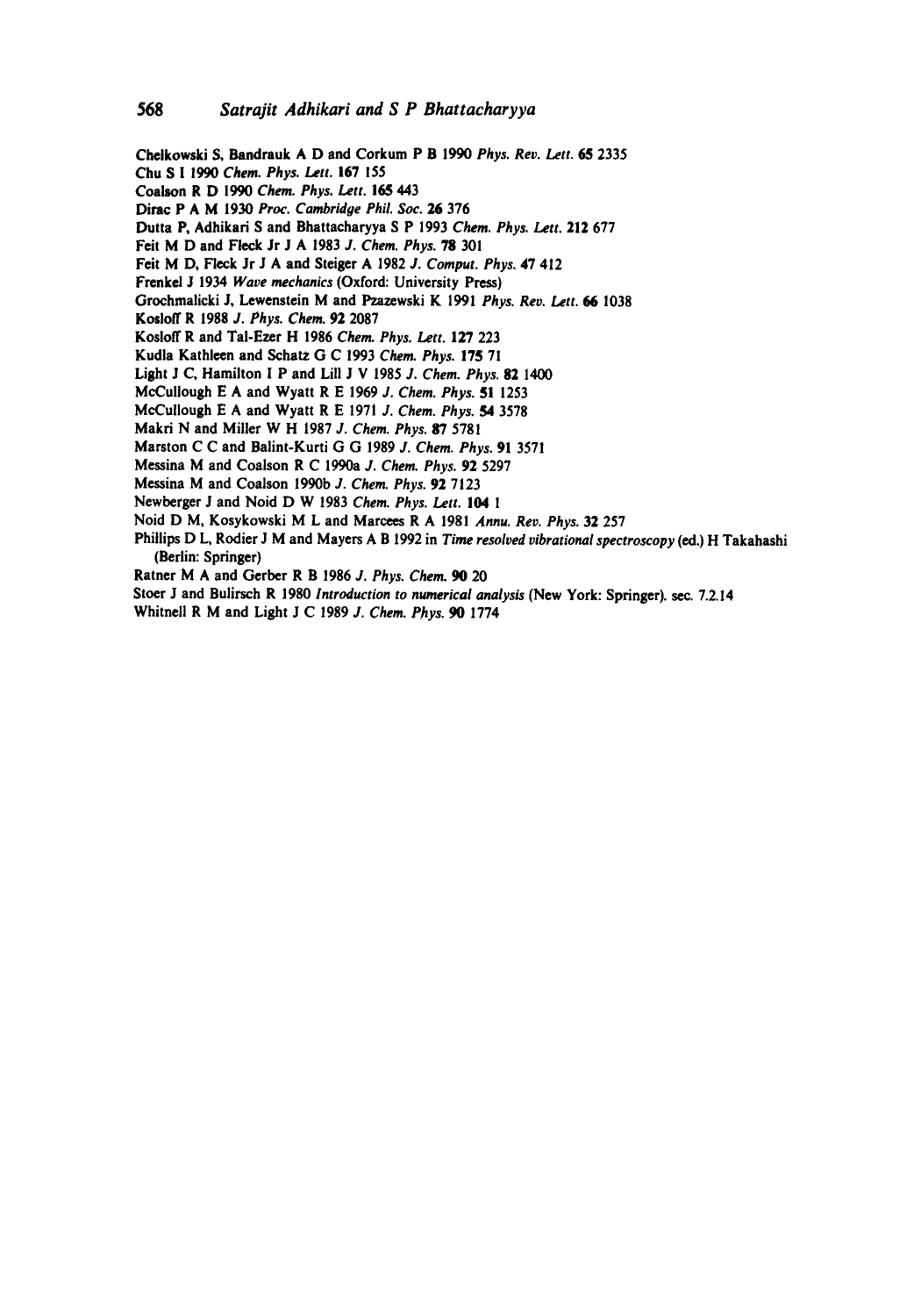Chelkowski S, Bandrauk A D and Corkum P B 1990 *Phys. Rev. Lett.* **65** 2335

Chu S I 1990 *Chem. Phys. Lett.* **167** 155

Coalson R D 1990 *Chem. Phys. Lett.* **165** 443

Dirac P A M 1930 *Proc. Cambridge Phil. Soc.* **26** 376

Dutta P, Adhikari S and Bhattacharyya S P 1993 *Chem. Phys. Lett.* **212** 677

Feit M D and Fleck Jr J A 1983 *J. Chem. Phys.* **78** 301

Feit M D, Fleck Jr J A and Steiger A 1982 *J. Comput. Phys.* **47** 412

Frenkel J 1934 *Wave mechanics* (Oxford: University Press)

Grochmalicki J, Lewenstein M and Pzazewski K 1991 *Phys. Rev. Lett.* **66** 1038

Kosloff R 1988 *J. Phys. Chem.* **92** 2087

Kosloff R and Tal-Ezer H 1986 *Chem. Phys. Lett.* **127** 223

Kudla Kathleen and Schatz G C 1993 *Chem. Phys.* **175** 71

Light J C, Hamilton I P and Lill J V 1985 *J. Chem. Phys.* **82** 1400

McCullough E A and Wyatt R E 1969 *J. Chem. Phys.* **51** 1253

McCullough E A and Wyatt R E 1971 *J. Chem. Phys.* **54** 3578

Makri N and Miller W H 1987 *J. Chem. Phys.* **87** 5781

Marston C C and Balint-Kurti G G 1989 *J. Chem. Phys.* **91** 3571

Messina M and Coalson R C 1990a *J. Chem. Phys.* **92** 5297

Messina M and Coalson 1990b *J. Chem. Phys.* **92** 7123

Newberger J and Noid D W 1983 *Chem. Phys. Lett.* **104** 1

Noid D M, Kosykowski M L and Marcees R A 1981 *Annu. Rev. Phys.* **32** 257

Phillips D L, Rodier J M and Mayers A B 1992 in *Time resolved vibrational spectroscopy* (ed.) H Takahashi (Berlin: Springer)

Ratner M A and Gerber R B 1986 *J. Phys. Chem.* **90** 20

Stoer J and Bulirsch R 1980 *Introduction to numerical analysis* (New York: Springer). sec. 7.2.14

Whitnell R M and Light J C 1989 *J. Chem. Phys.* **90** 1774